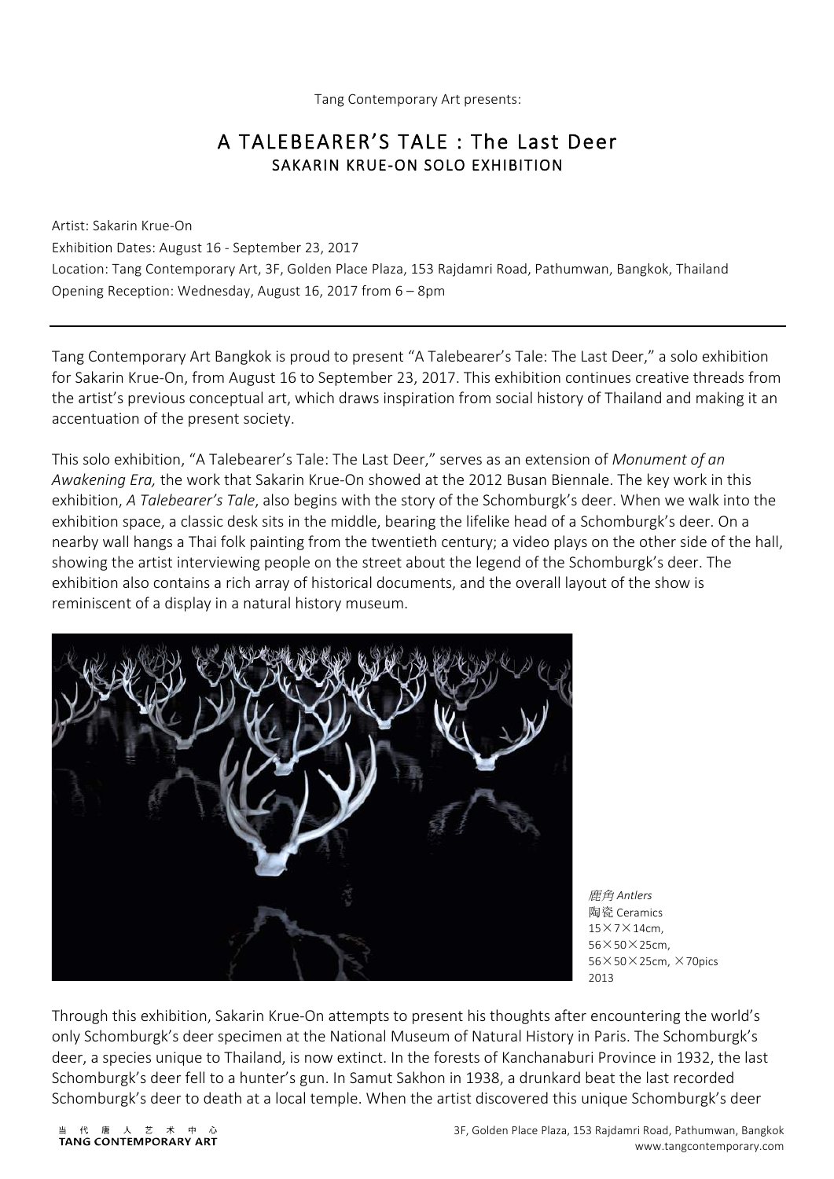Tang Contemporary Art presents:

# A TALEBEARER'S TALE : The Last Deer

## SAKARIN KRUE-ON SOLO EXHIBITION

Artist: Sakarin Krue-On
Exhibition Dates: August 16 - September 23, 2017
Location: Tang Contemporary Art, 3F, Golden Place Plaza, 153 Rajdamri Road, Pathumwan, Bangkok, Thailand
Opening Reception: Wednesday, August 16, 2017 from 6 – 8pm

---

Tang Contemporary Art Bangkok is proud to present "A Talebearer's Tale: The Last Deer," a solo exhibition for Sakarin Krue-On, from August 16 to September 23, 2017. This exhibition continues creative threads from the artist's previous conceptual art, which draws inspiration from social history of Thailand and making it an accentuation of the present society.

This solo exhibition, "A Talebearer's Tale: The Last Deer," serves as an extension of *Monument of an Awakening Era,* the work that Sakarin Krue-On showed at the 2012 Busan Biennale. The key work in this exhibition, *A Talebearer's Tale*, also begins with the story of the Schomburgk's deer. When we walk into the exhibition space, a classic desk sits in the middle, bearing the lifelike head of a Schomburgk's deer. On a nearby wall hangs a Thai folk painting from the twentieth century; a video plays on the other side of the hall, showing the artist interviewing people on the street about the legend of the Schomburgk's deer. The exhibition also contains a rich array of historical documents, and the overall layout of the show is reminiscent of a display in a natural history museum.

*鹿角 Antlers*
陶瓷 Ceramics
15×7×14cm,
56×50×25cm,
56×50×25cm, ×70pics
2013

Through this exhibition, Sakarin Krue-On attempts to present his thoughts after encountering the world's only Schomburgk's deer specimen at the National Museum of Natural History in Paris. The Schomburgk's deer, a species unique to Thailand, is now extinct. In the forests of Kanchanaburi Province in 1932, the last Schomburgk's deer fell to a hunter's gun. In Samut Sakhon in 1938, a drunkard beat the last recorded Schomburgk's deer to death at a local temple. When the artist discovered this unique Schomburgk's deer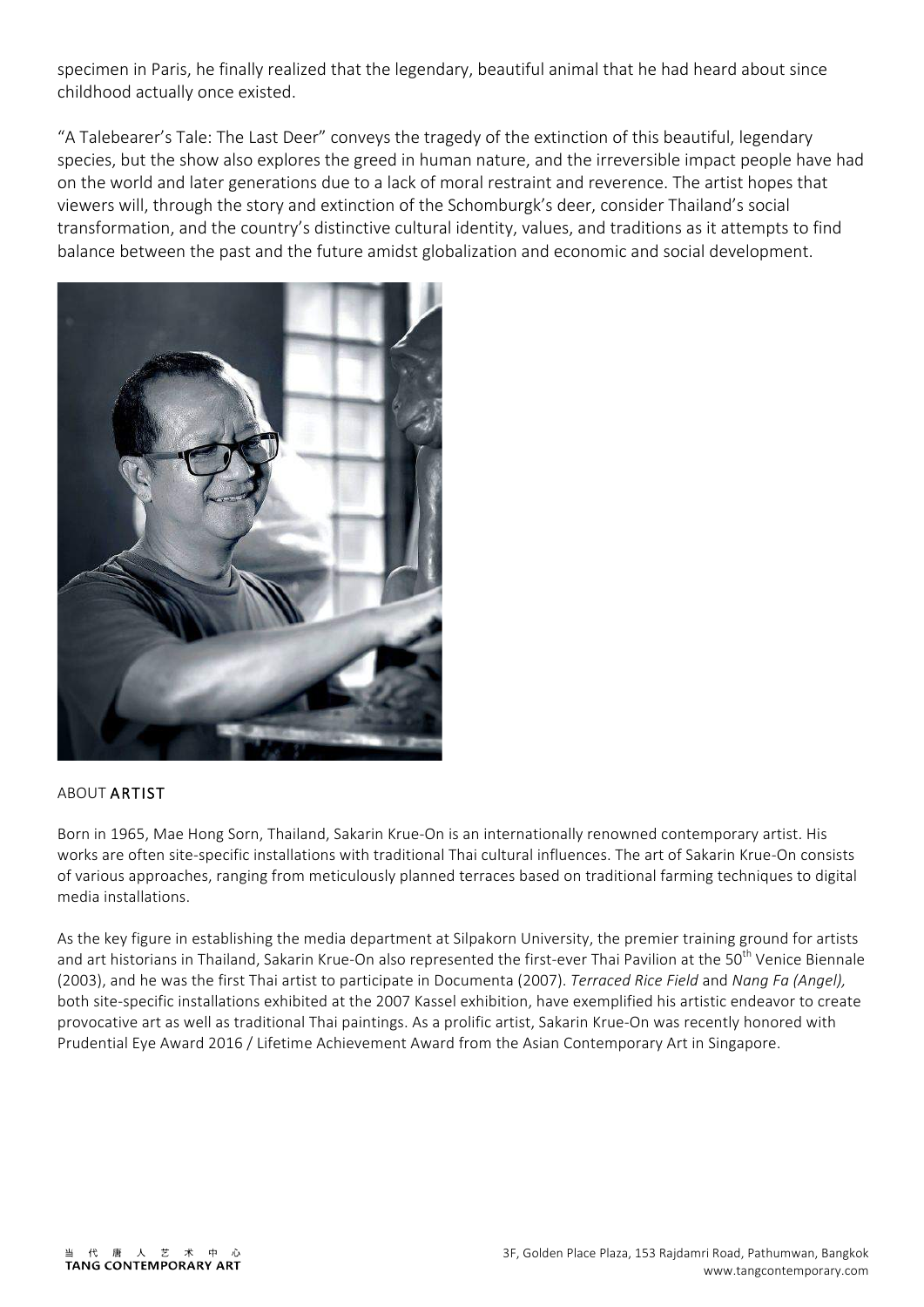specimen in Paris, he finally realized that the legendary, beautiful animal that he had heard about since childhood actually once existed.

"A Talebearer's Tale: The Last Deer" conveys the tragedy of the extinction of this beautiful, legendary species, but the show also explores the greed in human nature, and the irreversible impact people have had on the world and later generations due to a lack of moral restraint and reverence. The artist hopes that viewers will, through the story and extinction of the Schomburgk's deer, consider Thailand's social transformation, and the country's distinctive cultural identity, values, and traditions as it attempts to find balance between the past and the future amidst globalization and economic and social development.

## ABOUT ARTIST

Born in 1965, Mae Hong Sorn, Thailand, Sakarin Krue-On is an internationally renowned contemporary artist. His works are often site-specific installations with traditional Thai cultural influences. The art of Sakarin Krue-On consists of various approaches, ranging from meticulously planned terraces based on traditional farming techniques to digital media installations.

As the key figure in establishing the media department at Silpakorn University, the premier training ground for artists and art historians in Thailand, Sakarin Krue-On also represented the first-ever Thai Pavilion at the 50th Venice Biennale (2003), and he was the first Thai artist to participate in Documenta (2007). *Terraced Rice Field* and *Nang Fa (Angel),* both site-specific installations exhibited at the 2007 Kassel exhibition, have exemplified his artistic endeavor to create provocative art as well as traditional Thai paintings. As a prolific artist, Sakarin Krue-On was recently honored with Prudential Eye Award 2016 / Lifetime Achievement Award from the Asian Contemporary Art in Singapore.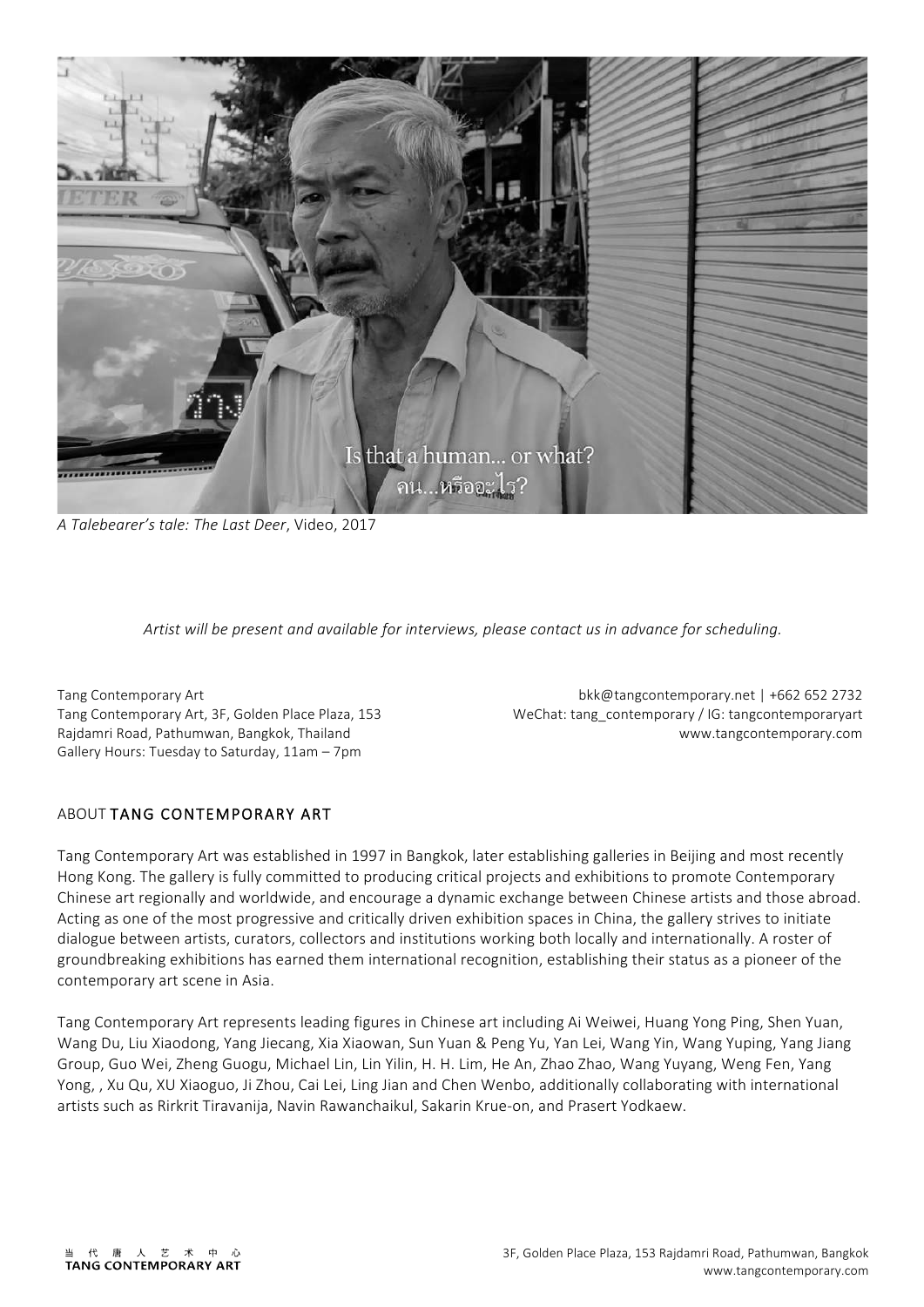*A Talebearer's tale: The Last Deer*, Video, 2017

*Artist will be present and available for interviews, please contact us in advance for scheduling.*

Tang Contemporary Art
Tang Contemporary Art, 3F, Golden Place Plaza, 153 Rajdamri Road, Pathumwan, Bangkok, Thailand
Gallery Hours: Tuesday to Saturday, 11am – 7pm

bkk@tangcontemporary.net | +662 652 2732
WeChat: tang_contemporary / IG: tangcontemporaryart
www.tangcontemporary.com

## ABOUT TANG CONTEMPORARY ART

Tang Contemporary Art was established in 1997 in Bangkok, later establishing galleries in Beijing and most recently Hong Kong. The gallery is fully committed to producing critical projects and exhibitions to promote Contemporary Chinese art regionally and worldwide, and encourage a dynamic exchange between Chinese artists and those abroad. Acting as one of the most progressive and critically driven exhibition spaces in China, the gallery strives to initiate dialogue between artists, curators, collectors and institutions working both locally and internationally. A roster of groundbreaking exhibitions has earned them international recognition, establishing their status as a pioneer of the contemporary art scene in Asia.

Tang Contemporary Art represents leading figures in Chinese art including Ai Weiwei, Huang Yong Ping, Shen Yuan, Wang Du, Liu Xiaodong, Yang Jiecang, Xia Xiaowan, Sun Yuan & Peng Yu, Yan Lei, Wang Yin, Wang Yuping, Yang Jiang Group, Guo Wei, Zheng Guogu, Michael Lin, Lin Yilin, H. H. Lim, He An, Zhao Zhao, Wang Yuyang, Weng Fen, Yang Yong, , Xu Qu, XU Xiaoguo, Ji Zhou, Cai Lei, Ling Jian and Chen Wenbo, additionally collaborating with international artists such as Rirkrit Tiravanija, Navin Rawanchaikul, Sakarin Krue-on, and Prasert Yodkaew.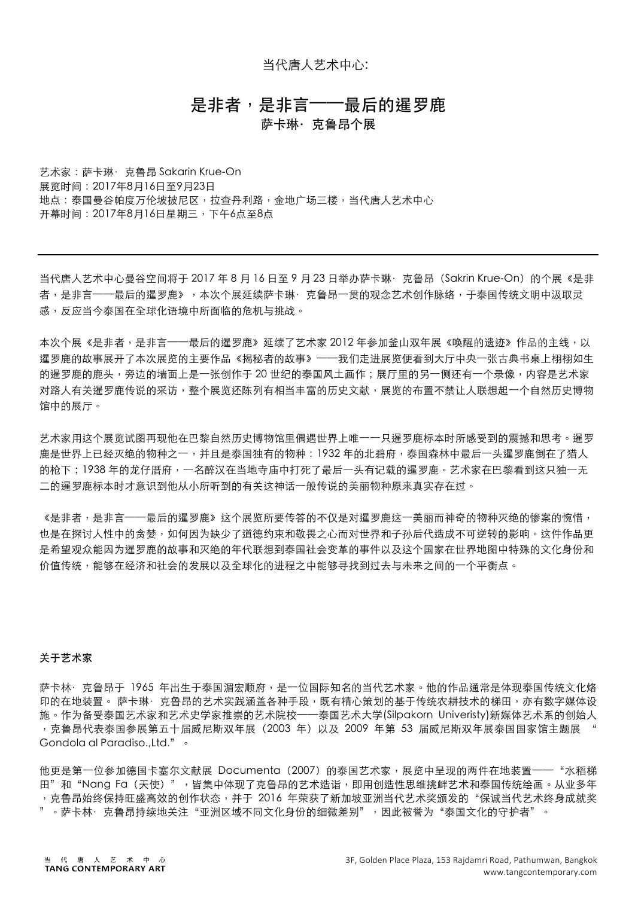当代唐人艺术中心:

# 是非者，是非言——最后的暹罗鹿

## 萨卡琳· 克鲁昂个展

艺术家：萨卡琳· 克鲁昂 Sakarin Krue-On
展览时间：2017年8月16日至9月23日
地点：泰国曼谷帕度万伦坡披尼区，拉查丹利路，金地广场三楼，当代唐人艺术中心
开幕时间：2017年8月16日星期三，下午6点至8点

---

当代唐人艺术中心曼谷空间将于 2017 年 8 月 16 日至 9 月 23 日举办萨卡琳· 克鲁昂（Sakrin Krue-On）的个展《是非者，是非言——最后的暹罗鹿》，本次个展延续萨卡琳· 克鲁昂一贯的观念艺术创作脉络，于泰国传统文明中汲取灵感，反应当今泰国在全球化语境中所面临的危机与挑战。

本次个展《是非者，是非言——最后的暹罗鹿》延续了艺术家 2012 年参加釜山双年展《唤醒的遗迹》作品的主线，以暹罗鹿的故事展开了本次展览的主要作品《揭秘者的故事》——我们走进展览便看到大厅中央一张古典书桌上栩栩如生的暹罗鹿的鹿头，旁边的墙面上是一张创作于 20 世纪的泰国风土画作；展厅里的另一侧还有一个录像，内容是艺术家对路人有关暹罗鹿传说的采访，整个展览还陈列有相当丰富的历史文献，展览的布置不禁让人联想起一个自然历史博物馆中的展厅。

艺术家用这个展览试图再现他在巴黎自然历史博物馆里偶遇世界上唯一一只暹罗鹿标本时所感受到的震撼和思考。暹罗鹿是世界上已经灭绝的物种之一，并且是泰国独有的物种：1932 年的北碧府，泰国森林中最后一头暹罗鹿倒在了猎人的枪下；1938 年的龙仔厝府，一名醉汉在当地寺庙中打死了最后一头有记载的暹罗鹿。艺术家在巴黎看到这只独一无二的暹罗鹿标本时才意识到他从小所听到的有关这神话一般传说的美丽物种原来真实存在过。

《是非者，是非言——最后的暹罗鹿》这个展览所要传答的不仅是对暹罗鹿这一美丽而神奇的物种灭绝的惨案的惋惜，也是在探讨人性中的贪婪，如何因为缺少了道德约束和敬畏之心而对世界和子孙后代造成不可逆转的影响。这件作品更是希望观众能因为暹罗鹿的故事和灭绝的年代联想到泰国社会变革的事件以及这个国家在世界地图中特殊的文化身份和价值传统，能够在经济和社会的发展以及全球化的进程之中能够寻找到过去与未来之间的一个平衡点。

### 关于艺术家

萨卡琳· 克鲁昂于 1965 年出生于泰国湄宏顺府，是一位国际知名的当代艺术家。他的作品通常是体现泰国传统文化烙印的在地装置。 萨卡琳· 克鲁昂的艺术实践涵盖各种手段，既有精心策划的基于传统农耕技术的梯田，亦有数字媒体设施。作为备受泰国艺术家和艺术史学家推崇的艺术院校——泰国艺术大学(Silpakorn Univeristy)新媒体艺术系的创始人，克鲁昂代表泰国参展第五十届威尼斯双年展（2003 年）以及 2009 年第 53 届威尼斯双年展泰国国家馆主题展 “Gondola al Paradiso.,Ltd.”。

他更是第一位参加德国卡塞尔文献展 Documenta（2007）的泰国艺术家，展览中呈现的两件在地装置——“水稻梯田”和“Nang Fa（天使）”，皆集中体现了克鲁昂的艺术造诣，即用创造性思维挑衅艺术和泰国传统绘画。从业多年，克鲁昂始终保持旺盛高效的创作状态，并于 2016 年荣获了新加坡亚洲当代艺术奖颁发的“保诚当代艺术终身成就奖”。萨卡琳· 克鲁昂持续地关注“亚洲区域不同文化身份的细微差别”，因此被誉为“泰国文化的守护者”。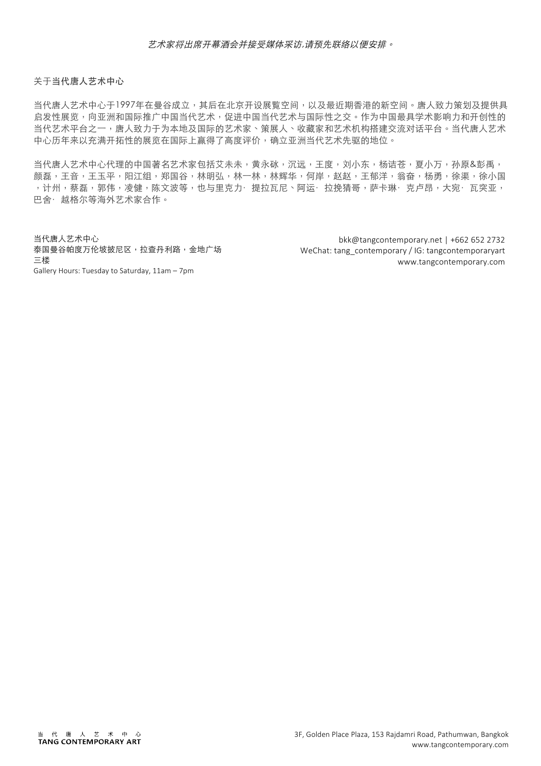*艺术家将出席开幕酒会并接受媒体采访,请预先联络以便安排。*

关于**当代唐人艺术中心**

当代唐人艺术中心于1997年在曼谷成立，其后在北京开设展覧空间，以及最近期香港的新空间。唐人致力策划及提供具启发性展览，向亚洲和国际推广中国当代艺术，促进中国当代艺术与国际性之交。作为中国最具学术影响力和开创性的当代艺术平台之一，唐人致力于为本地及国际的艺术家、策展人、收藏家和艺术机构搭建交流对话平台。当代唐人艺术中心历年来以充满开拓性的展览在国际上赢得了高度评价，确立亚洲当代艺术先驱的地位。

当代唐人艺术中心代理的中国著名艺术家包括艾未未，黄永砯，沉远，王度，刘小东，杨诘苍，夏小万，孙原&彭禹，颜磊，王音，王玉平，阳江组，郑国谷，林明弘，林一林，林辉华，何岸，赵赵，王郁洋，翁奋，杨勇，徐渠，徐小国，计州，蔡磊，郭伟，凌健，陈文波等，也与里克力· 提拉瓦尼、阿运· 拉挽猜哥，萨卡琳· 克卢昂，大宛· 瓦突亚，巴舍· 越格尔等海外艺术家合作。

当代唐人艺术中心
泰国曼谷帕度万伦坡披尼区，拉查丹利路，金地广场
三楼
Gallery Hours: Tuesday to Saturday, 11am – 7pm

bkk@tangcontemporary.net | +662 652 2732
WeChat: tang_contemporary / IG: tangcontemporaryart
www.tangcontemporary.com